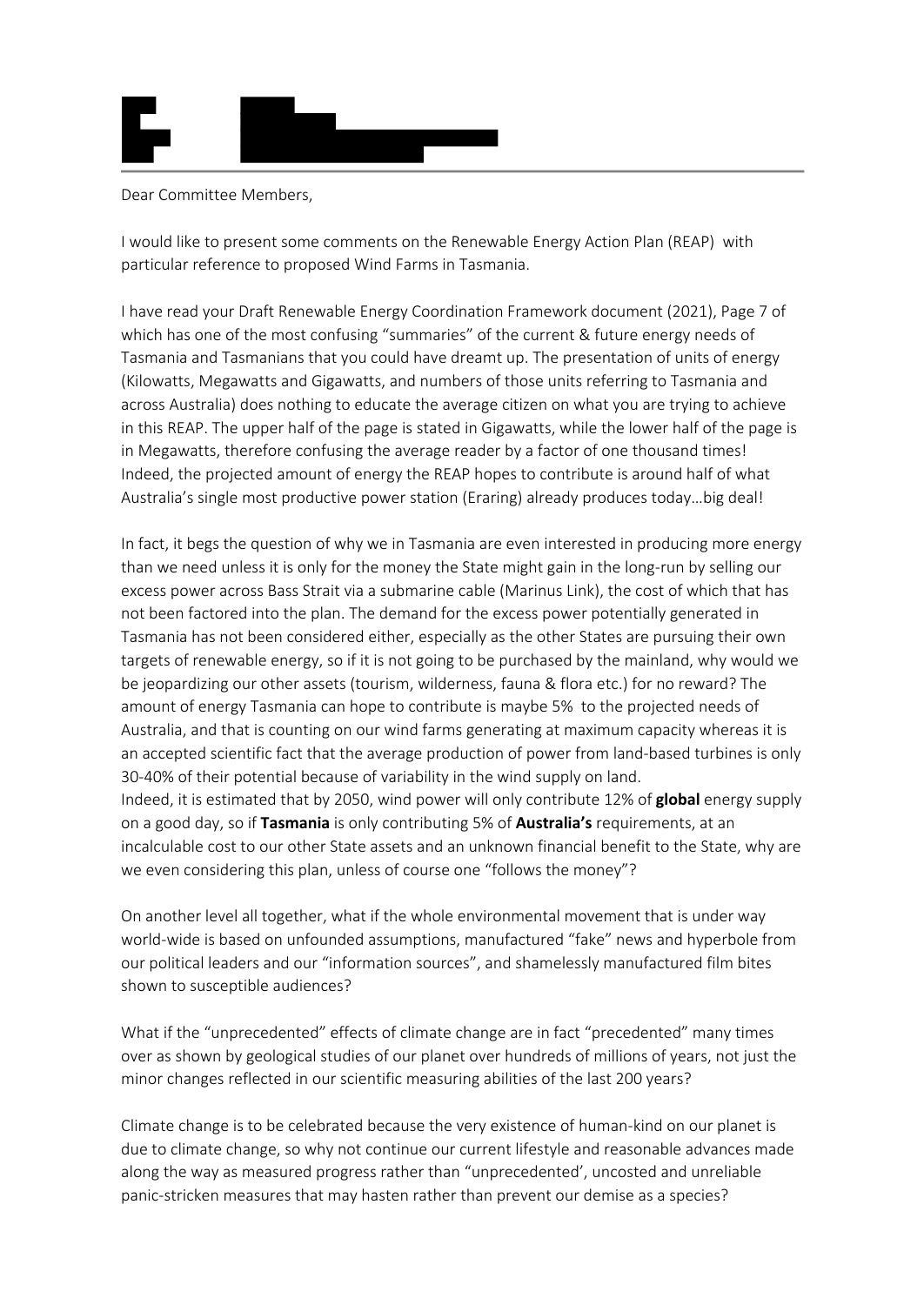Dear Committee Members,

I would like to present some comments on the Renewable Energy Action Plan (REAP) with particular reference to proposed Wind Farms in Tasmania.

I have read your Draft Renewable Energy Coordination Framework document (2021), Page 7 of which has one of the most confusing "summaries" of the current & future energy needs of Tasmania and Tasmanians that you could have dreamt up. The presentation of units of energy (Kilowatts, Megawatts and Gigawatts, and numbers of those units referring to Tasmania and across Australia) does nothing to educate the average citizen on what you are trying to achieve in this REAP. The upper half of the page is stated in Gigawatts, while the lower half of the page is in Megawatts, therefore confusing the average reader by a factor of one thousand times! Indeed, the projected amount of energy the REAP hopes to contribute is around half of what Australia's single most productive power station (Eraring) already produces today…big deal!

In fact, it begs the question of why we in Tasmania are even interested in producing more energy than we need unless it is only for the money the State might gain in the long-run by selling our excess power across Bass Strait via a submarine cable (Marinus Link), the cost of which that has not been factored into the plan. The demand for the excess power potentially generated in Tasmania has not been considered either, especially as the other States are pursuing their own targets of renewable energy, so if it is not going to be purchased by the mainland, why would we be jeopardizing our other assets (tourism, wilderness, fauna & flora etc.) for no reward? The amount of energy Tasmania can hope to contribute is maybe 5% to the projected needs of Australia, and that is counting on our wind farms generating at maximum capacity whereas it is an accepted scientific fact that the average production of power from land-based turbines is only 30-40% of their potential because of variability in the wind supply on land.
Indeed, it is estimated that by 2050, wind power will only contribute 12% of **global** energy supply on a good day, so if **Tasmania** is only contributing 5% of **Australia's** requirements, at an incalculable cost to our other State assets and an unknown financial benefit to the State, why are we even considering this plan, unless of course one "follows the money"?

On another level all together, what if the whole environmental movement that is under way world-wide is based on unfounded assumptions, manufactured "fake" news and hyperbole from our political leaders and our "information sources", and shamelessly manufactured film bites shown to susceptible audiences?

What if the "unprecedented" effects of climate change are in fact "precedented" many times over as shown by geological studies of our planet over hundreds of millions of years, not just the minor changes reflected in our scientific measuring abilities of the last 200 years?

Climate change is to be celebrated because the very existence of human-kind on our planet is due to climate change, so why not continue our current lifestyle and reasonable advances made along the way as measured progress rather than "unprecedented', uncosted and unreliable panic-stricken measures that may hasten rather than prevent our demise as a species?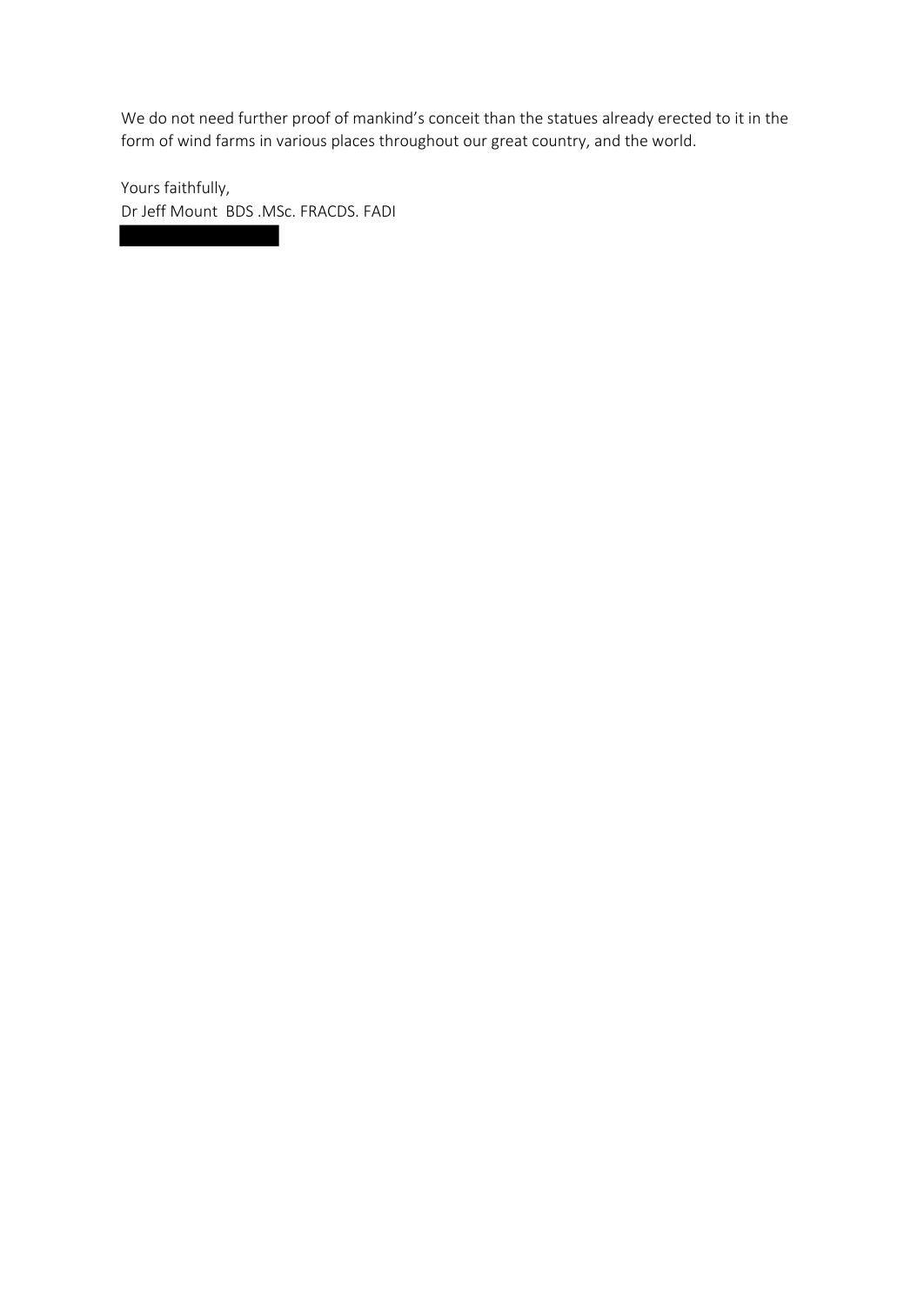We do not need further proof of mankind's conceit than the statues already erected to it in the form of wind farms in various places throughout our great country, and the world.

Yours faithfully,  
Dr Jeff Mount BDS .MSc. FRACDS. FADI